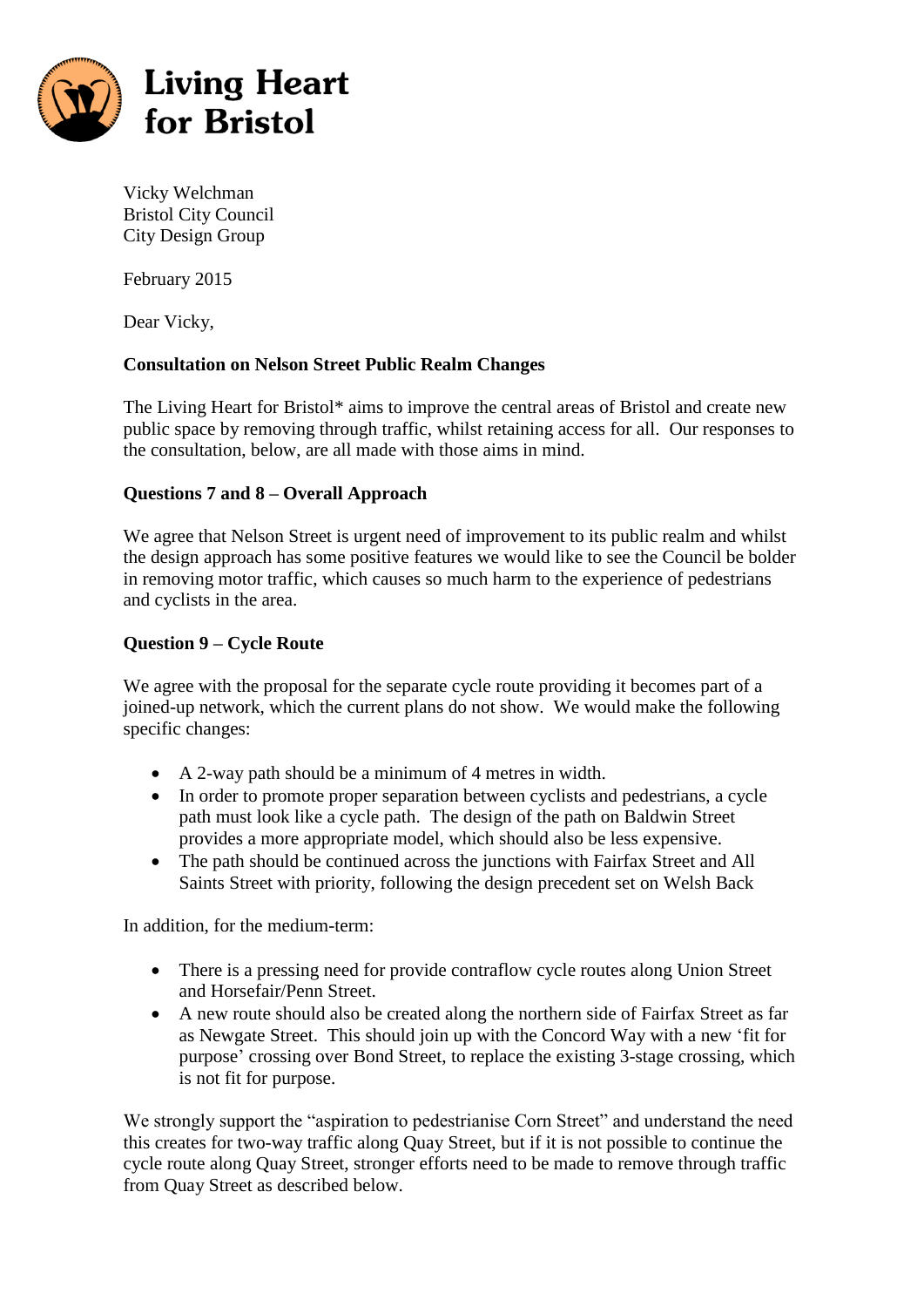**Living Heart for Bristol**

Vicky Welchman
Bristol City Council
City Design Group

February 2015

Dear Vicky,

**Consultation on Nelson Street Public Realm Changes**

The Living Heart for Bristol* aims to improve the central areas of Bristol and create new public space by removing through traffic, whilst retaining access for all. Our responses to the consultation, below, are all made with those aims in mind.

**Questions 7 and 8 – Overall Approach**

We agree that Nelson Street is urgent need of improvement to its public realm and whilst the design approach has some positive features we would like to see the Council be bolder in removing motor traffic, which causes so much harm to the experience of pedestrians and cyclists in the area.

**Question 9 – Cycle Route**

We agree with the proposal for the separate cycle route providing it becomes part of a joined-up network, which the current plans do not show. We would make the following specific changes:

- A 2-way path should be a minimum of 4 metres in width.
- In order to promote proper separation between cyclists and pedestrians, a cycle path must look like a cycle path. The design of the path on Baldwin Street provides a more appropriate model, which should also be less expensive.
- The path should be continued across the junctions with Fairfax Street and All Saints Street with priority, following the design precedent set on Welsh Back

In addition, for the medium-term:

- There is a pressing need for provide contraflow cycle routes along Union Street and Horsefair/Penn Street.
- A new route should also be created along the northern side of Fairfax Street as far as Newgate Street. This should join up with the Concord Way with a new 'fit for purpose' crossing over Bond Street, to replace the existing 3-stage crossing, which is not fit for purpose.

We strongly support the "aspiration to pedestrianise Corn Street" and understand the need this creates for two-way traffic along Quay Street, but if it is not possible to continue the cycle route along Quay Street, stronger efforts need to be made to remove through traffic from Quay Street as described below.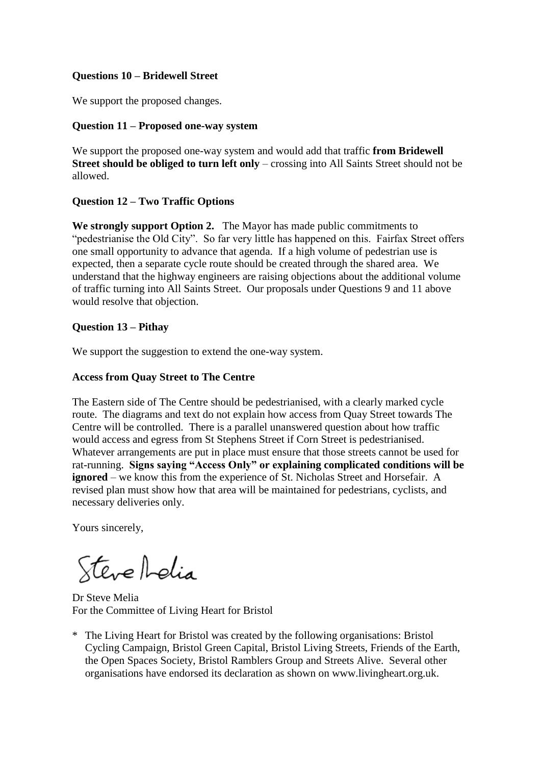**Questions 10 – Bridewell Street**

We support the proposed changes.

**Question 11 – Proposed one-way system**

We support the proposed one-way system and would add that traffic **from Bridewell Street should be obliged to turn left only** – crossing into All Saints Street should not be allowed.

**Question 12 – Two Traffic Options**

**We strongly support Option 2.** The Mayor has made public commitments to "pedestrianise the Old City". So far very little has happened on this. Fairfax Street offers one small opportunity to advance that agenda. If a high volume of pedestrian use is expected, then a separate cycle route should be created through the shared area. We understand that the highway engineers are raising objections about the additional volume of traffic turning into All Saints Street. Our proposals under Questions 9 and 11 above would resolve that objection.

**Question 13 – Pithay**

We support the suggestion to extend the one-way system.

**Access from Quay Street to The Centre**

The Eastern side of The Centre should be pedestrianised, with a clearly marked cycle route. The diagrams and text do not explain how access from Quay Street towards The Centre will be controlled. There is a parallel unanswered question about how traffic would access and egress from St Stephens Street if Corn Street is pedestrianised. Whatever arrangements are put in place must ensure that those streets cannot be used for rat-running. **Signs saying "Access Only" or explaining complicated conditions will be ignored** – we know this from the experience of St. Nicholas Street and Horsefair. A revised plan must show how that area will be maintained for pedestrians, cyclists, and necessary deliveries only.

Yours sincerely,

Steve Melia

Dr Steve Melia
For the Committee of Living Heart for Bristol

\* The Living Heart for Bristol was created by the following organisations: Bristol Cycling Campaign, Bristol Green Capital, Bristol Living Streets, Friends of the Earth, the Open Spaces Society, Bristol Ramblers Group and Streets Alive. Several other organisations have endorsed its declaration as shown on www.livingheart.org.uk.